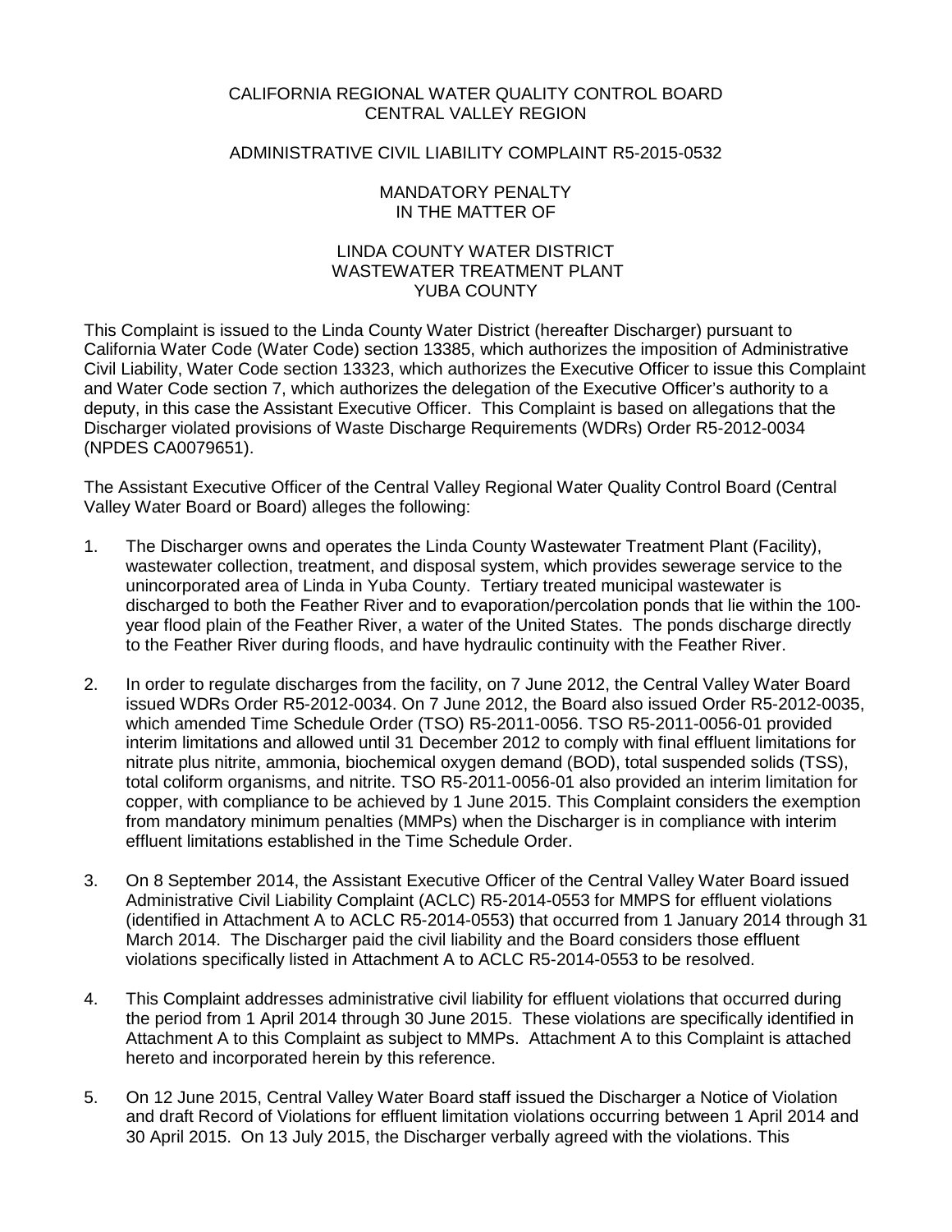CALIFORNIA REGIONAL WATER QUALITY CONTROL BOARD
CENTRAL VALLEY REGION

ADMINISTRATIVE CIVIL LIABILITY COMPLAINT R5-2015-0532

MANDATORY PENALTY
IN THE MATTER OF

LINDA COUNTY WATER DISTRICT
WASTEWATER TREATMENT PLANT
YUBA COUNTY

This Complaint is issued to the Linda County Water District (hereafter Discharger) pursuant to California Water Code (Water Code) section 13385, which authorizes the imposition of Administrative Civil Liability, Water Code section 13323, which authorizes the Executive Officer to issue this Complaint and Water Code section 7, which authorizes the delegation of the Executive Officer's authority to a deputy, in this case the Assistant Executive Officer. This Complaint is based on allegations that the Discharger violated provisions of Waste Discharge Requirements (WDRs) Order R5-2012-0034 (NPDES CA0079651).

The Assistant Executive Officer of the Central Valley Regional Water Quality Control Board (Central Valley Water Board or Board) alleges the following:

1. The Discharger owns and operates the Linda County Wastewater Treatment Plant (Facility), wastewater collection, treatment, and disposal system, which provides sewerage service to the unincorporated area of Linda in Yuba County. Tertiary treated municipal wastewater is discharged to both the Feather River and to evaporation/percolation ponds that lie within the 100-year flood plain of the Feather River, a water of the United States. The ponds discharge directly to the Feather River during floods, and have hydraulic continuity with the Feather River.

2. In order to regulate discharges from the facility, on 7 June 2012, the Central Valley Water Board issued WDRs Order R5-2012-0034. On 7 June 2012, the Board also issued Order R5-2012-0035, which amended Time Schedule Order (TSO) R5-2011-0056. TSO R5-2011-0056-01 provided interim limitations and allowed until 31 December 2012 to comply with final effluent limitations for nitrate plus nitrite, ammonia, biochemical oxygen demand (BOD), total suspended solids (TSS), total coliform organisms, and nitrite. TSO R5-2011-0056-01 also provided an interim limitation for copper, with compliance to be achieved by 1 June 2015. This Complaint considers the exemption from mandatory minimum penalties (MMPs) when the Discharger is in compliance with interim effluent limitations established in the Time Schedule Order.

3. On 8 September 2014, the Assistant Executive Officer of the Central Valley Water Board issued Administrative Civil Liability Complaint (ACLC) R5-2014-0553 for MMPS for effluent violations (identified in Attachment A to ACLC R5-2014-0553) that occurred from 1 January 2014 through 31 March 2014. The Discharger paid the civil liability and the Board considers those effluent violations specifically listed in Attachment A to ACLC R5-2014-0553 to be resolved.

4. This Complaint addresses administrative civil liability for effluent violations that occurred during the period from 1 April 2014 through 30 June 2015. These violations are specifically identified in Attachment A to this Complaint as subject to MMPs. Attachment A to this Complaint is attached hereto and incorporated herein by this reference.

5. On 12 June 2015, Central Valley Water Board staff issued the Discharger a Notice of Violation and draft Record of Violations for effluent limitation violations occurring between 1 April 2014 and 30 April 2015. On 13 July 2015, the Discharger verbally agreed with the violations. This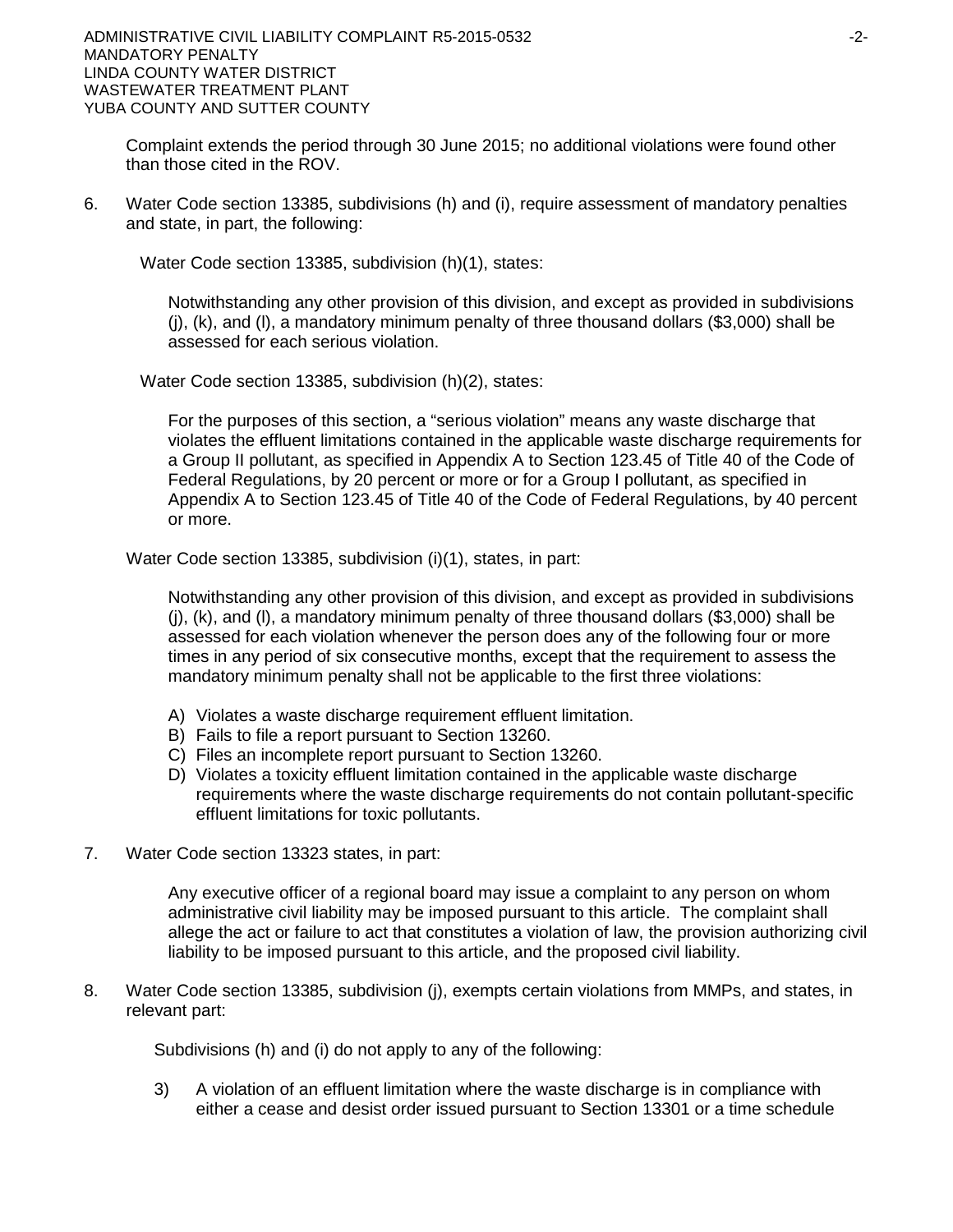Complaint extends the period through 30 June 2015; no additional violations were found other than those cited in the ROV.

6. Water Code section 13385, subdivisions (h) and (i), require assessment of mandatory penalties and state, in part, the following:

   Water Code section 13385, subdivision (h)(1), states:

   > Notwithstanding any other provision of this division, and except as provided in subdivisions (j), (k), and (l), a mandatory minimum penalty of three thousand dollars ($3,000) shall be assessed for each serious violation.

   Water Code section 13385, subdivision (h)(2), states:

   > For the purposes of this section, a "serious violation" means any waste discharge that violates the effluent limitations contained in the applicable waste discharge requirements for a Group II pollutant, as specified in Appendix A to Section 123.45 of Title 40 of the Code of Federal Regulations, by 20 percent or more or for a Group I pollutant, as specified in Appendix A to Section 123.45 of Title 40 of the Code of Federal Regulations, by 40 percent or more.

   Water Code section 13385, subdivision (i)(1), states, in part:

   > Notwithstanding any other provision of this division, and except as provided in subdivisions (j), (k), and (l), a mandatory minimum penalty of three thousand dollars ($3,000) shall be assessed for each violation whenever the person does any of the following four or more times in any period of six consecutive months, except that the requirement to assess the mandatory minimum penalty shall not be applicable to the first three violations:
   >
   > A) Violates a waste discharge requirement effluent limitation.
   > B) Fails to file a report pursuant to Section 13260.
   > C) Files an incomplete report pursuant to Section 13260.
   > D) Violates a toxicity effluent limitation contained in the applicable waste discharge requirements where the waste discharge requirements do not contain pollutant-specific effluent limitations for toxic pollutants.

7. Water Code section 13323 states, in part:

   > Any executive officer of a regional board may issue a complaint to any person on whom administrative civil liability may be imposed pursuant to this article. The complaint shall allege the act or failure to act that constitutes a violation of law, the provision authorizing civil liability to be imposed pursuant to this article, and the proposed civil liability.

8. Water Code section 13385, subdivision (j), exempts certain violations from MMPs, and states, in relevant part:

   > Subdivisions (h) and (i) do not apply to any of the following:
   >
   > 3) A violation of an effluent limitation where the waste discharge is in compliance with either a cease and desist order issued pursuant to Section 13301 or a time schedule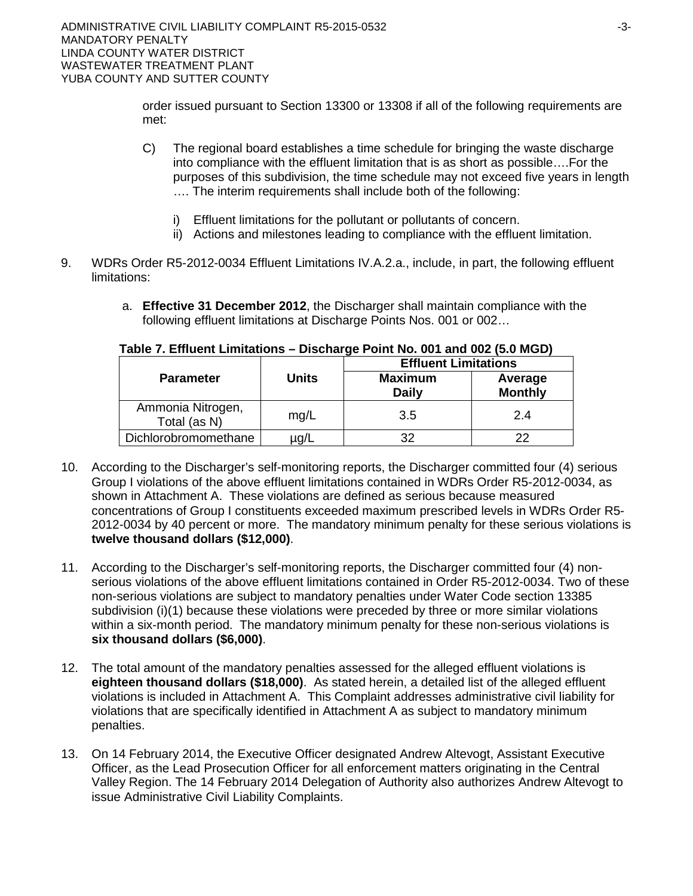order issued pursuant to Section 13300 or 13308 if all of the following requirements are met:

C) The regional board establishes a time schedule for bringing the waste discharge into compliance with the effluent limitation that is as short as possible….For the purposes of this subdivision, the time schedule may not exceed five years in length …. The interim requirements shall include both of the following:

   i) Effluent limitations for the pollutant or pollutants of concern.
   ii) Actions and milestones leading to compliance with the effluent limitation.

9. WDRs Order R5-2012-0034 Effluent Limitations IV.A.2.a., include, in part, the following effluent limitations:

   a. **Effective 31 December 2012**, the Discharger shall maintain compliance with the following effluent limitations at Discharge Points Nos. 001 or 002…

**Table 7. Effluent Limitations – Discharge Point No. 001 and 002 (5.0 MGD)**

| Parameter | Units | Effluent Limitations | |
|---|---|---|---|
| | | **Maximum Daily** | **Average Monthly** |
| Ammonia Nitrogen, Total (as N) | mg/L | 3.5 | 2.4 |
| Dichlorobromomethane | µg/L | 32 | 22 |

10. According to the Discharger's self-monitoring reports, the Discharger committed four (4) serious Group I violations of the above effluent limitations contained in WDRs Order R5-2012-0034, as shown in Attachment A. These violations are defined as serious because measured concentrations of Group I constituents exceeded maximum prescribed levels in WDRs Order R5-2012-0034 by 40 percent or more. The mandatory minimum penalty for these serious violations is **twelve thousand dollars ($12,000)**.

11. According to the Discharger's self-monitoring reports, the Discharger committed four (4) non-serious violations of the above effluent limitations contained in Order R5-2012-0034. Two of these non-serious violations are subject to mandatory penalties under Water Code section 13385 subdivision (i)(1) because these violations were preceded by three or more similar violations within a six-month period. The mandatory minimum penalty for these non-serious violations is **six thousand dollars ($6,000)**.

12. The total amount of the mandatory penalties assessed for the alleged effluent violations is **eighteen thousand dollars ($18,000)**. As stated herein, a detailed list of the alleged effluent violations is included in Attachment A. This Complaint addresses administrative civil liability for violations that are specifically identified in Attachment A as subject to mandatory minimum penalties.

13. On 14 February 2014, the Executive Officer designated Andrew Altevogt, Assistant Executive Officer, as the Lead Prosecution Officer for all enforcement matters originating in the Central Valley Region. The 14 February 2014 Delegation of Authority also authorizes Andrew Altevogt to issue Administrative Civil Liability Complaints.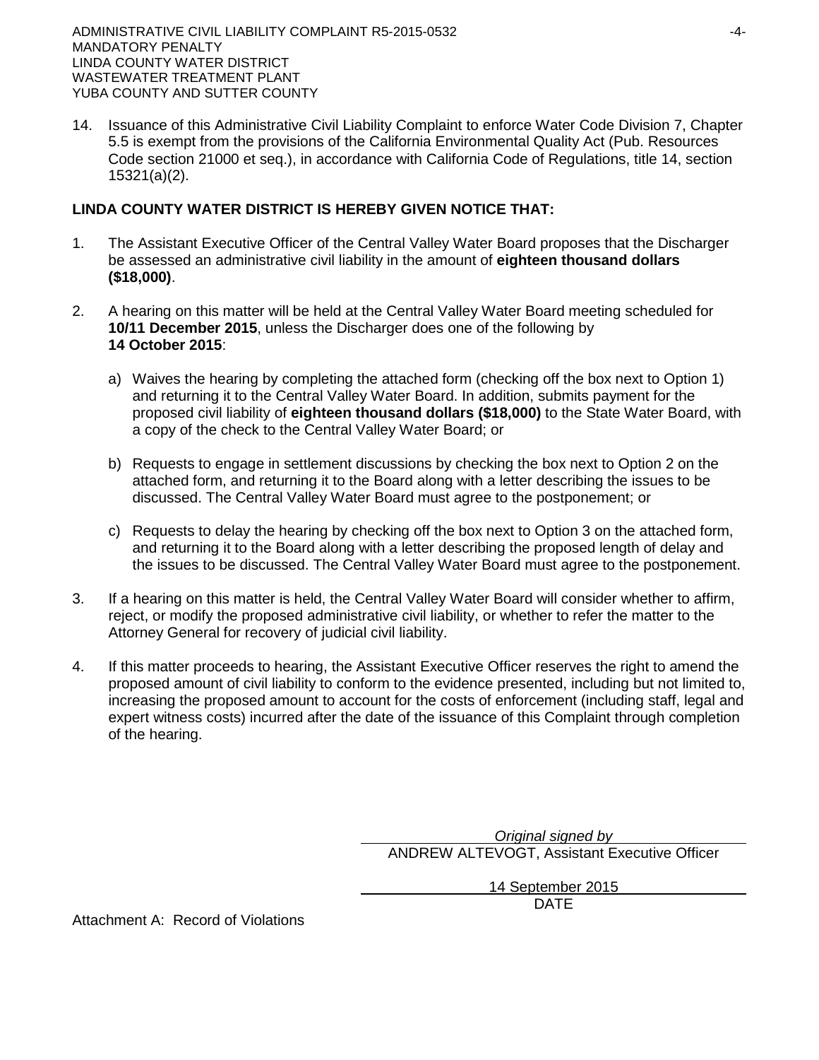14. Issuance of this Administrative Civil Liability Complaint to enforce Water Code Division 7, Chapter 5.5 is exempt from the provisions of the California Environmental Quality Act (Pub. Resources Code section 21000 et seq.), in accordance with California Code of Regulations, title 14, section 15321(a)(2).

**LINDA COUNTY WATER DISTRICT IS HEREBY GIVEN NOTICE THAT:**

1. The Assistant Executive Officer of the Central Valley Water Board proposes that the Discharger be assessed an administrative civil liability in the amount of **eighteen thousand dollars ($18,000)**.

2. A hearing on this matter will be held at the Central Valley Water Board meeting scheduled for **10/11 December 2015**, unless the Discharger does one of the following by **14 October 2015**:

   a) Waives the hearing by completing the attached form (checking off the box next to Option 1) and returning it to the Central Valley Water Board. In addition, submits payment for the proposed civil liability of **eighteen thousand dollars ($18,000)** to the State Water Board, with a copy of the check to the Central Valley Water Board; or

   b) Requests to engage in settlement discussions by checking the box next to Option 2 on the attached form, and returning it to the Board along with a letter describing the issues to be discussed. The Central Valley Water Board must agree to the postponement; or

   c) Requests to delay the hearing by checking off the box next to Option 3 on the attached form, and returning it to the Board along with a letter describing the proposed length of delay and the issues to be discussed. The Central Valley Water Board must agree to the postponement.

3. If a hearing on this matter is held, the Central Valley Water Board will consider whether to affirm, reject, or modify the proposed administrative civil liability, or whether to refer the matter to the Attorney General for recovery of judicial civil liability.

4. If this matter proceeds to hearing, the Assistant Executive Officer reserves the right to amend the proposed amount of civil liability to conform to the evidence presented, including but not limited to, increasing the proposed amount to account for the costs of enforcement (including staff, legal and expert witness costs) incurred after the date of the issuance of this Complaint through completion of the hearing.

*Original signed by*
ANDREW ALTEVOGT, Assistant Executive Officer

14 September 2015
DATE

Attachment A: Record of Violations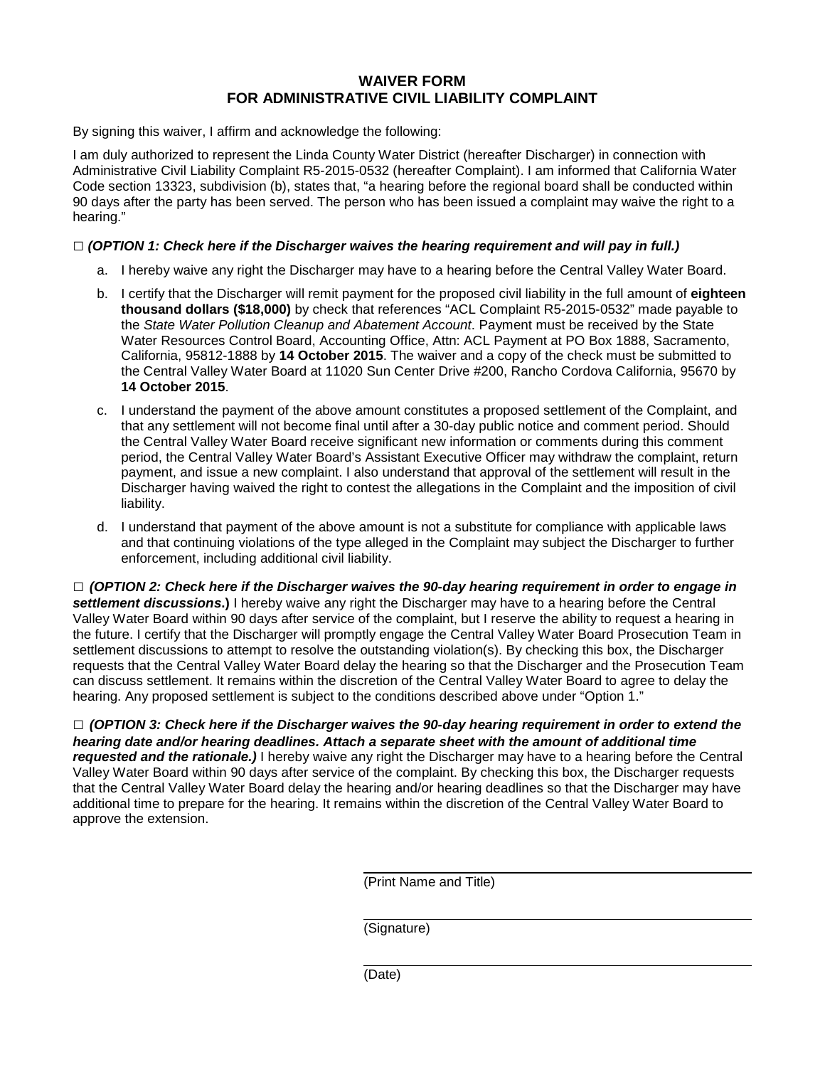## WAIVER FORM
## FOR ADMINISTRATIVE CIVIL LIABILITY COMPLAINT

By signing this waiver, I affirm and acknowledge the following:

I am duly authorized to represent the Linda County Water District (hereafter Discharger) in connection with Administrative Civil Liability Complaint R5-2015-0532 (hereafter Complaint). I am informed that California Water Code section 13323, subdivision (b), states that, "a hearing before the regional board shall be conducted within 90 days after the party has been served. The person who has been issued a complaint may waive the right to a hearing."

□ ***(OPTION 1: Check here if the Discharger waives the hearing requirement and will pay in full.)***

a. I hereby waive any right the Discharger may have to a hearing before the Central Valley Water Board.

b. I certify that the Discharger will remit payment for the proposed civil liability in the full amount of **eighteen thousand dollars ($18,000)** by check that references "ACL Complaint R5-2015-0532" made payable to the *State Water Pollution Cleanup and Abatement Account*. Payment must be received by the State Water Resources Control Board, Accounting Office, Attn: ACL Payment at PO Box 1888, Sacramento, California, 95812-1888 by **14 October 2015**. The waiver and a copy of the check must be submitted to the Central Valley Water Board at 11020 Sun Center Drive #200, Rancho Cordova California, 95670 by **14 October 2015**.

c. I understand the payment of the above amount constitutes a proposed settlement of the Complaint, and that any settlement will not become final until after a 30-day public notice and comment period. Should the Central Valley Water Board receive significant new information or comments during this comment period, the Central Valley Water Board's Assistant Executive Officer may withdraw the complaint, return payment, and issue a new complaint. I also understand that approval of the settlement will result in the Discharger having waived the right to contest the allegations in the Complaint and the imposition of civil liability.

d. I understand that payment of the above amount is not a substitute for compliance with applicable laws and that continuing violations of the type alleged in the Complaint may subject the Discharger to further enforcement, including additional civil liability.

□ ***(OPTION 2: Check here if the Discharger waives the 90-day hearing requirement in order to engage in settlement discussions*.)** I hereby waive any right the Discharger may have to a hearing before the Central Valley Water Board within 90 days after service of the complaint, but I reserve the ability to request a hearing in the future. I certify that the Discharger will promptly engage the Central Valley Water Board Prosecution Team in settlement discussions to attempt to resolve the outstanding violation(s). By checking this box, the Discharger requests that the Central Valley Water Board delay the hearing so that the Discharger and the Prosecution Team can discuss settlement. It remains within the discretion of the Central Valley Water Board to agree to delay the hearing. Any proposed settlement is subject to the conditions described above under "Option 1."

□ ***(OPTION 3: Check here if the Discharger waives the 90-day hearing requirement in order to extend the hearing date and/or hearing deadlines. Attach a separate sheet with the amount of additional time requested and the rationale.)*** I hereby waive any right the Discharger may have to a hearing before the Central Valley Water Board within 90 days after service of the complaint. By checking this box, the Discharger requests that the Central Valley Water Board delay the hearing and/or hearing deadlines so that the Discharger may have additional time to prepare for the hearing. It remains within the discretion of the Central Valley Water Board to approve the extension.

\_\_\_\_\_\_\_\_\_\_\_\_\_\_\_\_\_\_\_\_\_\_\_\_\_\_\_\_\_\_\_\_
(Print Name and Title)

\_\_\_\_\_\_\_\_\_\_\_\_\_\_\_\_\_\_\_\_\_\_\_\_\_\_\_\_\_\_\_\_
(Signature)

\_\_\_\_\_\_\_\_\_\_\_\_\_\_\_\_\_\_\_\_\_\_\_\_\_\_\_\_\_\_\_\_
(Date)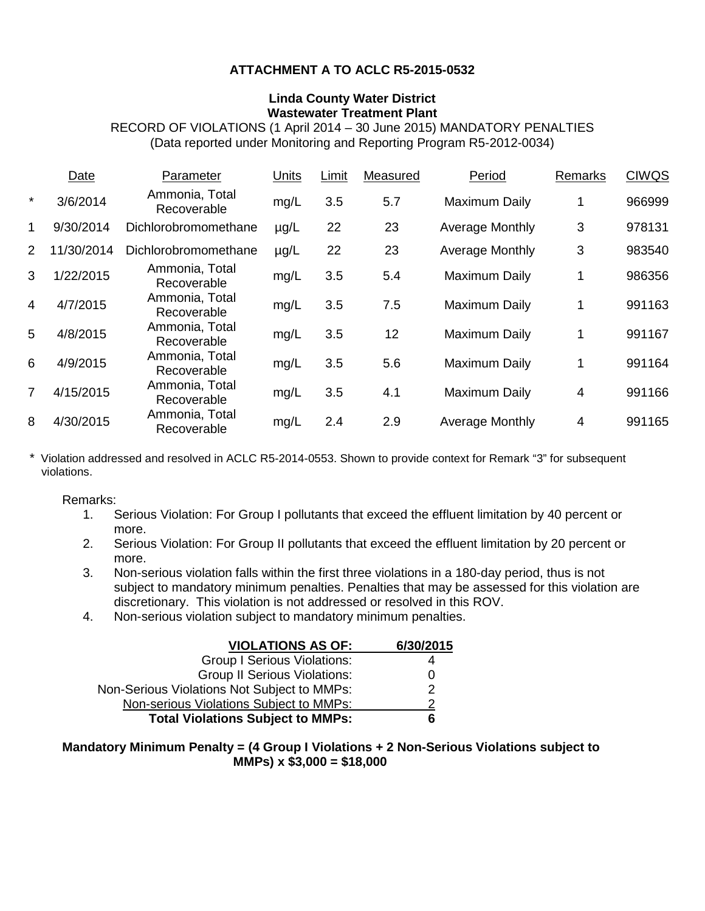**ATTACHMENT A TO ACLC R5-2015-0532**

**Linda County Water District**
**Wastewater Treatment Plant**
RECORD OF VIOLATIONS (1 April 2014 – 30 June 2015) MANDATORY PENALTIES
(Data reported under Monitoring and Reporting Program R5-2012-0034)

| | Date | Parameter | Units | Limit | Measured | Period | Remarks | CIWQS |
|---|---|---|---|---|---|---|---|---|
| * | 3/6/2014 | Ammonia, Total Recoverable | mg/L | 3.5 | 5.7 | Maximum Daily | 1 | 966999 |
| 1 | 9/30/2014 | Dichlorobromomethane | µg/L | 22 | 23 | Average Monthly | 3 | 978131 |
| 2 | 11/30/2014 | Dichlorobromomethane | µg/L | 22 | 23 | Average Monthly | 3 | 983540 |
| 3 | 1/22/2015 | Ammonia, Total Recoverable | mg/L | 3.5 | 5.4 | Maximum Daily | 1 | 986356 |
| 4 | 4/7/2015 | Ammonia, Total Recoverable | mg/L | 3.5 | 7.5 | Maximum Daily | 1 | 991163 |
| 5 | 4/8/2015 | Ammonia, Total Recoverable | mg/L | 3.5 | 12 | Maximum Daily | 1 | 991167 |
| 6 | 4/9/2015 | Ammonia, Total Recoverable | mg/L | 3.5 | 5.6 | Maximum Daily | 1 | 991164 |
| 7 | 4/15/2015 | Ammonia, Total Recoverable | mg/L | 3.5 | 4.1 | Maximum Daily | 4 | 991166 |
| 8 | 4/30/2015 | Ammonia, Total Recoverable | mg/L | 2.4 | 2.9 | Average Monthly | 4 | 991165 |

\* Violation addressed and resolved in ACLC R5-2014-0553. Shown to provide context for Remark "3" for subsequent violations.

Remarks:

1. Serious Violation: For Group I pollutants that exceed the effluent limitation by 40 percent or more.
2. Serious Violation: For Group II pollutants that exceed the effluent limitation by 20 percent or more.
3. Non-serious violation falls within the first three violations in a 180-day period, thus is not subject to mandatory minimum penalties. Penalties that may be assessed for this violation are discretionary. This violation is not addressed or resolved in this ROV.
4. Non-serious violation subject to mandatory minimum penalties.

| **VIOLATIONS AS OF:** | **6/30/2015** |
|---|---|
| Group I Serious Violations: | 4 |
| Group II Serious Violations: | 0 |
| Non-Serious Violations Not Subject to MMPs: | 2 |
| Non-serious Violations Subject to MMPs: | 2 |
| **Total Violations Subject to MMPs:** | **6** |

**Mandatory Minimum Penalty = (4 Group I Violations + 2 Non-Serious Violations subject to MMPs) x $3,000 = $18,000**